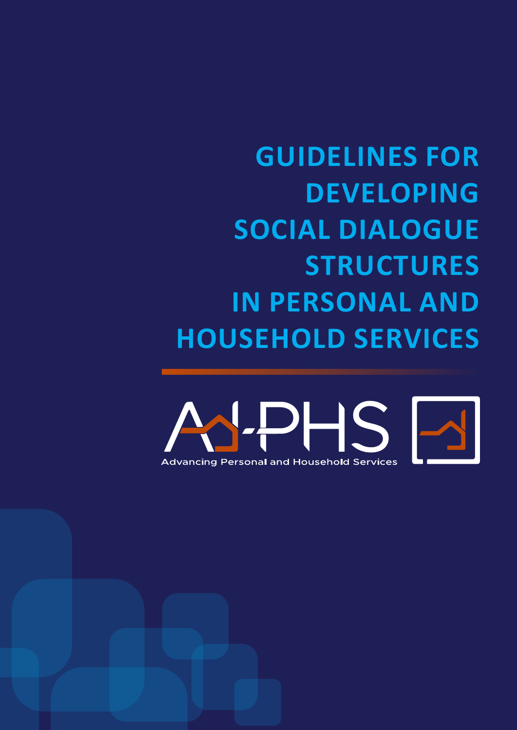# GUIDELINES FOR DEVELOPING SOCIAL DIALOGUE STRUCTURES IN PERSONAL AND HOUSEHOLD SERVICES

AD-PHS

Advancing Personal and Household Services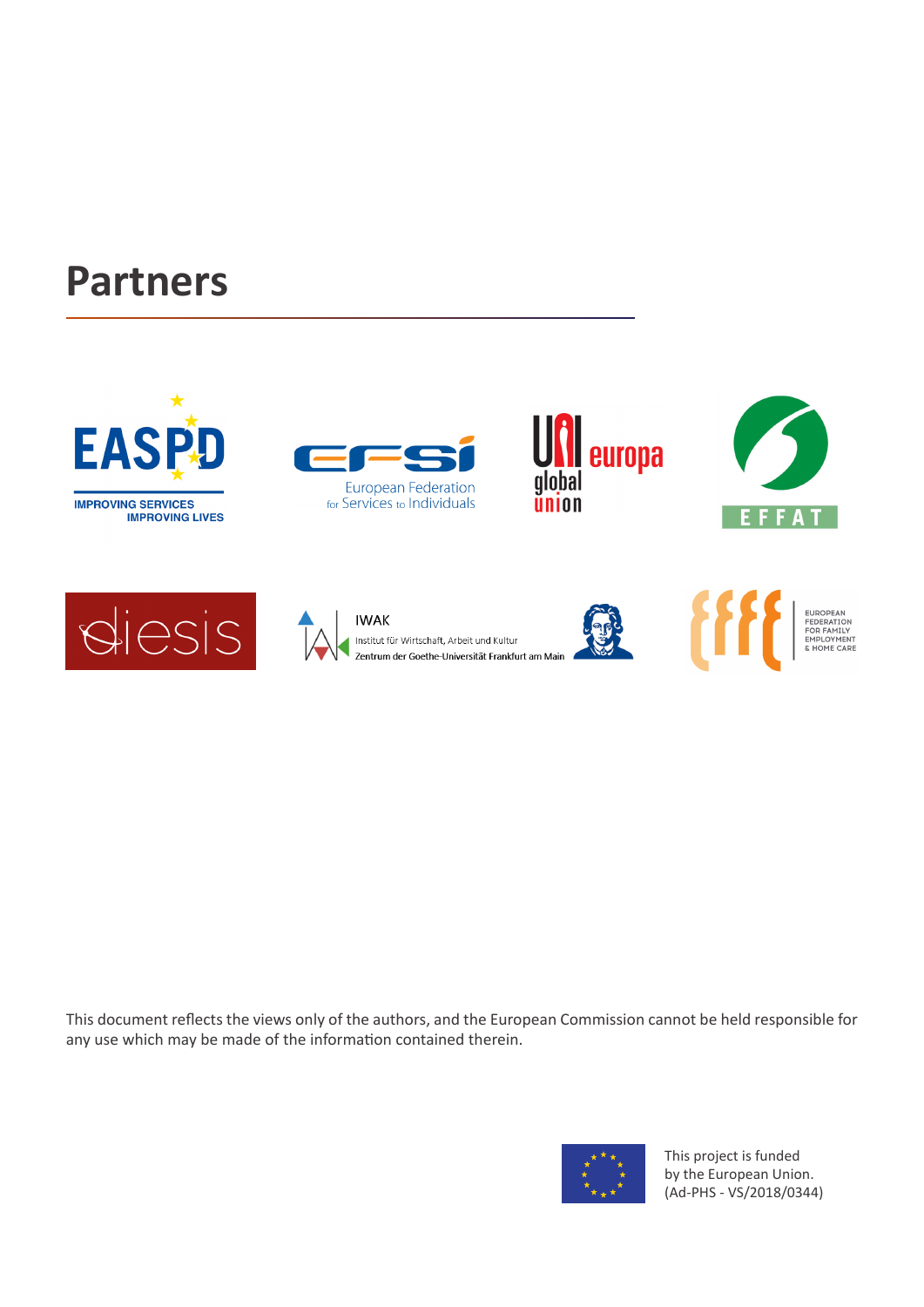## Partners

EASPD
IMPROVING SERVICES
IMPROVING LIVES

EFSI
European Federation
for Services to Individuals

UNI europa
global union

EFFAT

diesis

IWAK
Institut für Wirtschaft, Arbeit und Kultur
Zentrum der Goethe-Universität Frankfurt am Main

EFFE
EUROPEAN FEDERATION FOR FAMILY EMPLOYMENT & HOME CARE

This document reflects the views only of the authors, and the European Commission cannot be held responsible for any use which may be made of the information contained therein.

This project is funded by the European Union. (Ad-PHS - VS/2018/0344)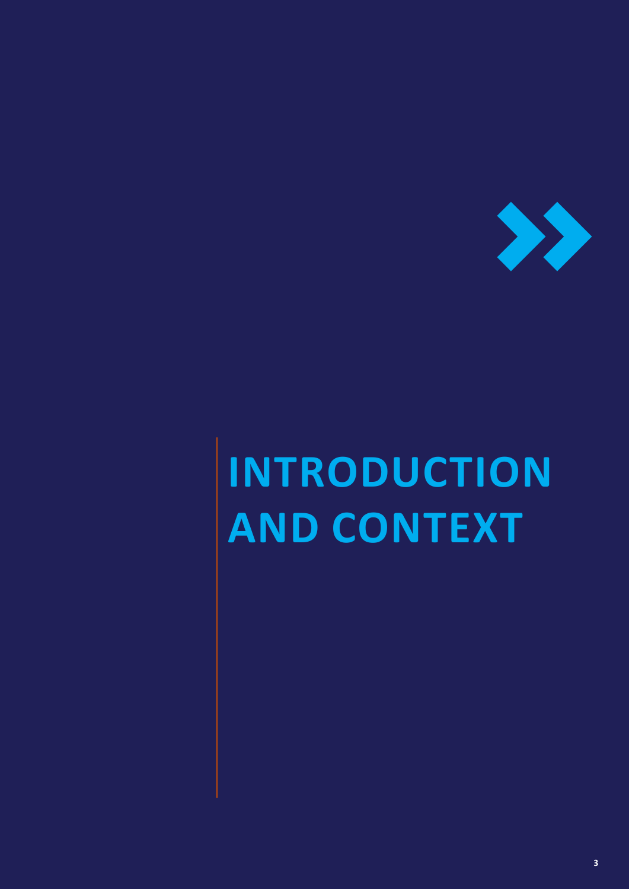# INTRODUCTION AND CONTEXT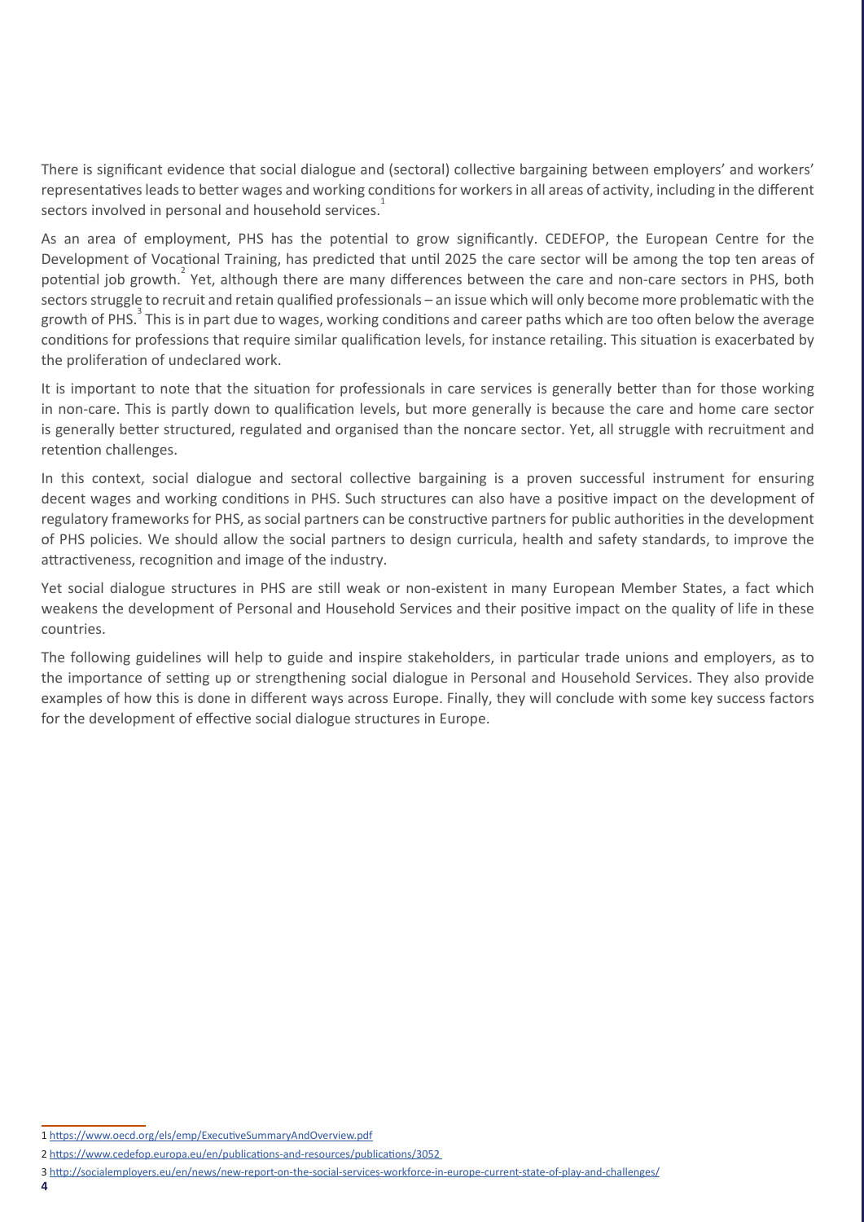There is significant evidence that social dialogue and (sectoral) collective bargaining between employers' and workers' representatives leads to better wages and working conditions for workers in all areas of activity, including in the different sectors involved in personal and household services.[1]

As an area of employment, PHS has the potential to grow significantly. CEDEFOP, the European Centre for the Development of Vocational Training, has predicted that until 2025 the care sector will be among the top ten areas of potential job growth.[2] Yet, although there are many differences between the care and non-care sectors in PHS, both sectors struggle to recruit and retain qualified professionals – an issue which will only become more problematic with the growth of PHS.[3] This is in part due to wages, working conditions and career paths which are too often below the average conditions for professions that require similar qualification levels, for instance retailing. This situation is exacerbated by the proliferation of undeclared work.

It is important to note that the situation for professionals in care services is generally better than for those working in non-care. This is partly down to qualification levels, but more generally is because the care and home care sector is generally better structured, regulated and organised than the noncare sector. Yet, all struggle with recruitment and retention challenges.

In this context, social dialogue and sectoral collective bargaining is a proven successful instrument for ensuring decent wages and working conditions in PHS. Such structures can also have a positive impact on the development of regulatory frameworks for PHS, as social partners can be constructive partners for public authorities in the development of PHS policies. We should allow the social partners to design curricula, health and safety standards, to improve the attractiveness, recognition and image of the industry.

Yet social dialogue structures in PHS are still weak or non-existent in many European Member States, a fact which weakens the development of Personal and Household Services and their positive impact on the quality of life in these countries.

The following guidelines will help to guide and inspire stakeholders, in particular trade unions and employers, as to the importance of setting up or strengthening social dialogue in Personal and Household Services. They also provide examples of how this is done in different ways across Europe. Finally, they will conclude with some key success factors for the development of effective social dialogue structures in Europe.

---

1 https://www.oecd.org/els/emp/ExecutiveSummaryAndOverview.pdf

2 https://www.cedefop.europa.eu/en/publications-and-resources/publications/3052

3 http://socialemployers.eu/en/news/new-report-on-the-social-services-workforce-in-europe-current-state-of-play-and-challenges/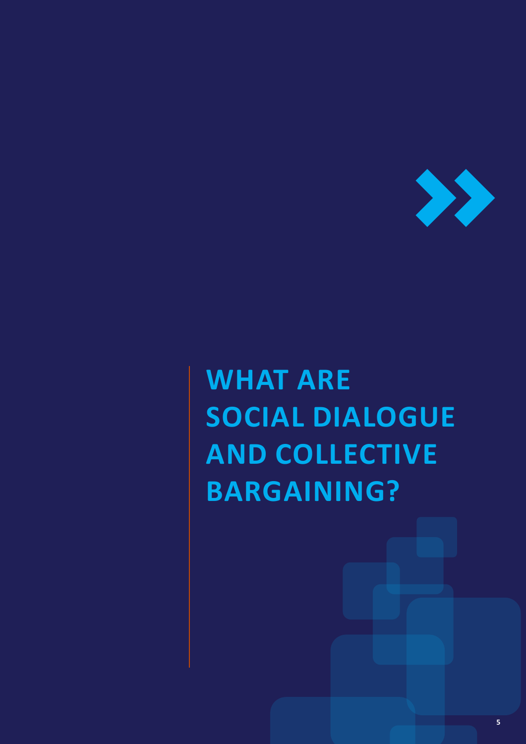# WHAT ARE SOCIAL DIALOGUE AND COLLECTIVE BARGAINING?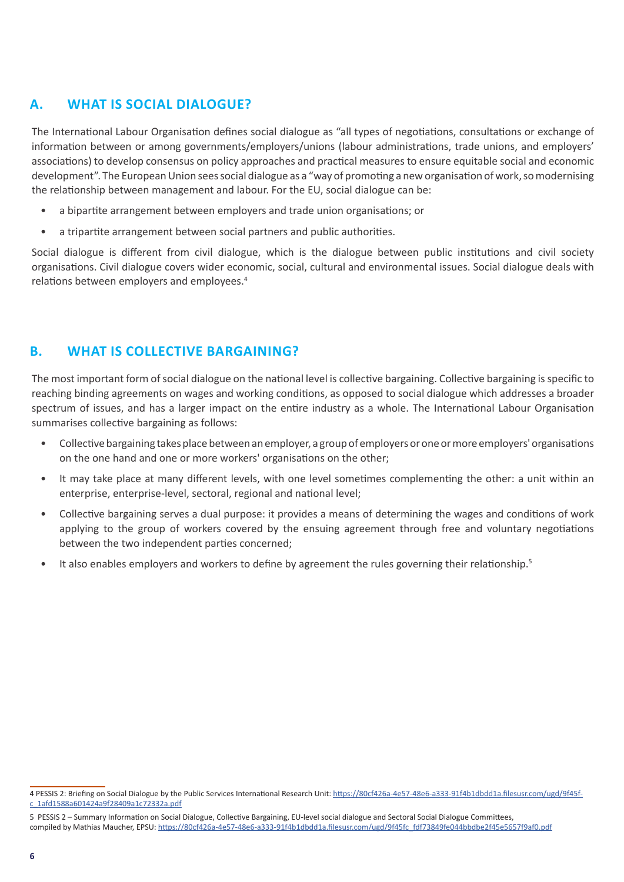## A. WHAT IS SOCIAL DIALOGUE?

The International Labour Organisation defines social dialogue as "all types of negotiations, consultations or exchange of information between or among governments/employers/unions (labour administrations, trade unions, and employers' associations) to develop consensus on policy approaches and practical measures to ensure equitable social and economic development". The European Union sees social dialogue as a "way of promoting a new organisation of work, so modernising the relationship between management and labour. For the EU, social dialogue can be:

- a bipartite arrangement between employers and trade union organisations; or
- a tripartite arrangement between social partners and public authorities.

Social dialogue is different from civil dialogue, which is the dialogue between public institutions and civil society organisations. Civil dialogue covers wider economic, social, cultural and environmental issues. Social dialogue deals with relations between employers and employees.[4]

## B. WHAT IS COLLECTIVE BARGAINING?

The most important form of social dialogue on the national level is collective bargaining. Collective bargaining is specific to reaching binding agreements on wages and working conditions, as opposed to social dialogue which addresses a broader spectrum of issues, and has a larger impact on the entire industry as a whole. The International Labour Organisation summarises collective bargaining as follows:

- Collective bargaining takes place between an employer, a group of employers or one or more employers' organisations on the one hand and one or more workers' organisations on the other;
- It may take place at many different levels, with one level sometimes complementing the other: a unit within an enterprise, enterprise-level, sectoral, regional and national level;
- Collective bargaining serves a dual purpose: it provides a means of determining the wages and conditions of work applying to the group of workers covered by the ensuing agreement through free and voluntary negotiations between the two independent parties concerned;
- It also enables employers and workers to define by agreement the rules governing their relationship.[5]

---

4 PESSIS 2: Briefing on Social Dialogue by the Public Services International Research Unit: https://80cf426a-4e57-48e6-a333-91f4b1dbdd1a.filesusr.com/ugd/9f45fc_1afd1588a601424a9f28409a1c72332a.pdf

5 PESSIS 2 – Summary Information on Social Dialogue, Collective Bargaining, EU-level social dialogue and Sectoral Social Dialogue Committees, compiled by Mathias Maucher, EPSU: https://80cf426a-4e57-48e6-a333-91f4b1dbdd1a.filesusr.com/ugd/9f45fc_fdf73849fe044bbdbe2f45e5657f9af0.pdf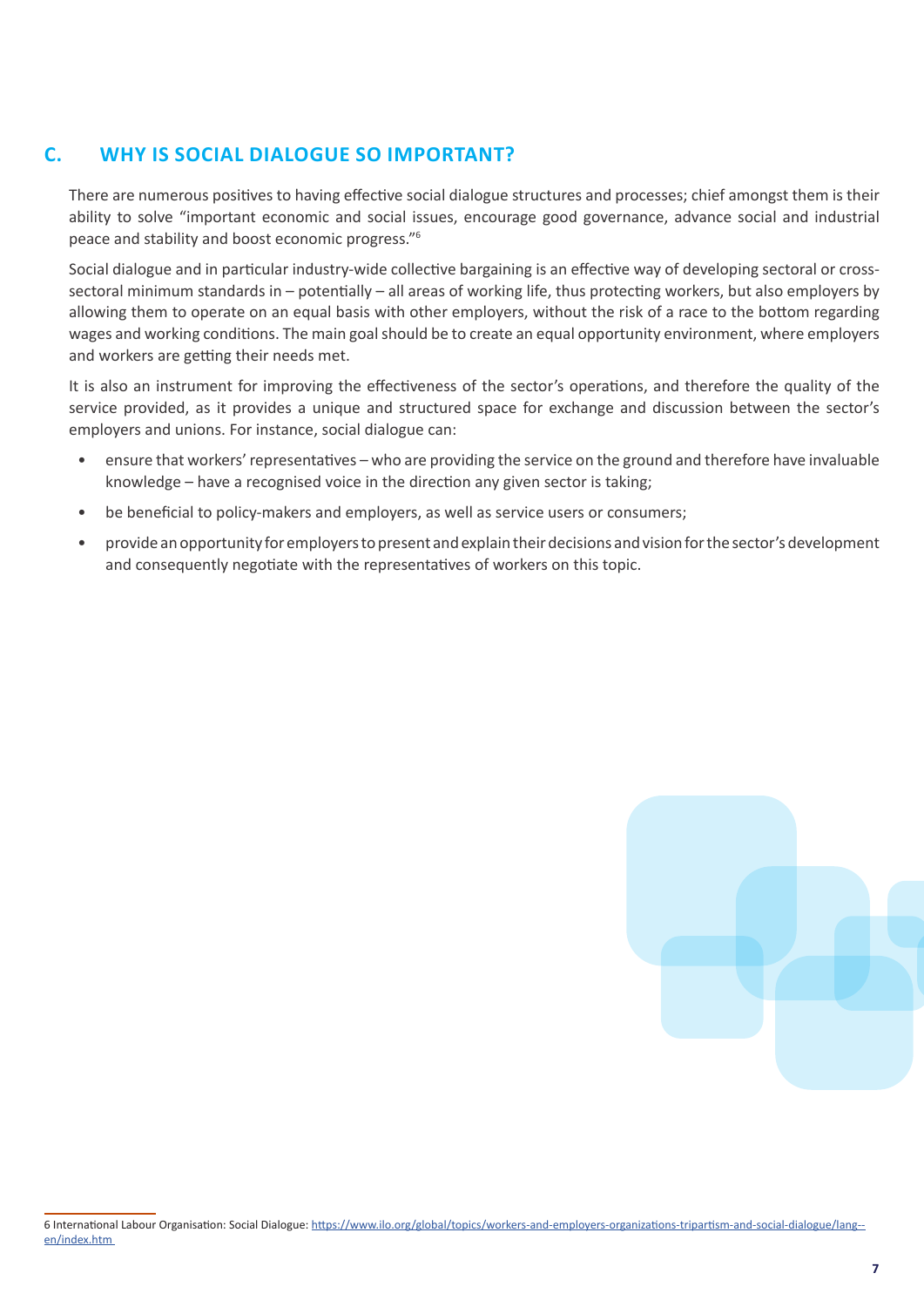## C. WHY IS SOCIAL DIALOGUE SO IMPORTANT?

There are numerous positives to having effective social dialogue structures and processes; chief amongst them is their ability to solve "important economic and social issues, encourage good governance, advance social and industrial peace and stability and boost economic progress."[6]

Social dialogue and in particular industry-wide collective bargaining is an effective way of developing sectoral or cross-sectoral minimum standards in – potentially – all areas of working life, thus protecting workers, but also employers by allowing them to operate on an equal basis with other employers, without the risk of a race to the bottom regarding wages and working conditions. The main goal should be to create an equal opportunity environment, where employers and workers are getting their needs met.

It is also an instrument for improving the effectiveness of the sector's operations, and therefore the quality of the service provided, as it provides a unique and structured space for exchange and discussion between the sector's employers and unions. For instance, social dialogue can:

- ensure that workers' representatives – who are providing the service on the ground and therefore have invaluable knowledge – have a recognised voice in the direction any given sector is taking;
- be beneficial to policy-makers and employers, as well as service users or consumers;
- provide an opportunity for employers to present and explain their decisions and vision for the sector's development and consequently negotiate with the representatives of workers on this topic.

6 International Labour Organisation: Social Dialogue: https://www.ilo.org/global/topics/workers-and-employers-organizations-tripartism-and-social-dialogue/lang--en/index.htm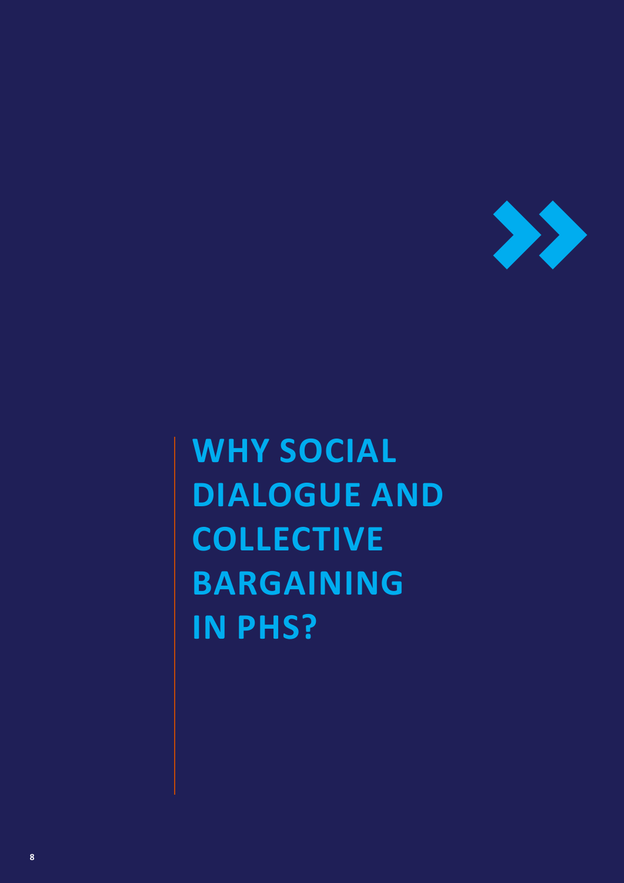# WHY SOCIAL DIALOGUE AND COLLECTIVE BARGAINING IN PHS?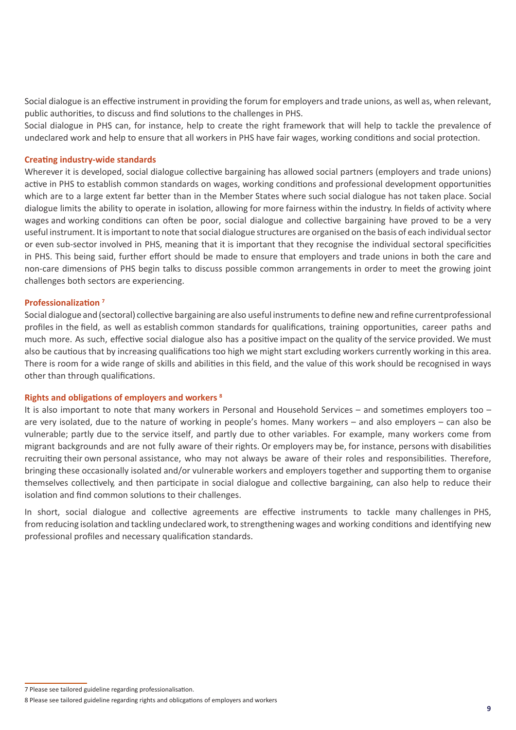Social dialogue is an effective instrument in providing the forum for employers and trade unions, as well as, when relevant, public authorities, to discuss and find solutions to the challenges in PHS.

Social dialogue in PHS can, for instance, help to create the right framework that will help to tackle the prevalence of undeclared work and help to ensure that all workers in PHS have fair wages, working conditions and social protection.

### Creating industry-wide standards

Wherever it is developed, social dialogue collective bargaining has allowed social partners (employers and trade unions) active in PHS to establish common standards on wages, working conditions and professional development opportunities which are to a large extent far better than in the Member States where such social dialogue has not taken place. Social dialogue limits the ability to operate in isolation, allowing for more fairness within the industry. In fields of activity where wages and working conditions can often be poor, social dialogue and collective bargaining have proved to be a very useful instrument. It is important to note that social dialogue structures are organised on the basis of each individual sector or even sub-sector involved in PHS, meaning that it is important that they recognise the individual sectoral specificities in PHS. This being said, further effort should be made to ensure that employers and trade unions in both the care and non-care dimensions of PHS begin talks to discuss possible common arrangements in order to meet the growing joint challenges both sectors are experiencing.

### Professionalization [7]

Social dialogue and (sectoral) collective bargaining are also useful instruments to define new and refine currentprofessional profiles in the field, as well as establish common standards for qualifications, training opportunities, career paths and much more. As such, effective social dialogue also has a positive impact on the quality of the service provided. We must also be cautious that by increasing qualifications too high we might start excluding workers currently working in this area. There is room for a wide range of skills and abilities in this field, and the value of this work should be recognised in ways other than through qualifications.

### Rights and obligations of employers and workers [8]

It is also important to note that many workers in Personal and Household Services – and sometimes employers too – are very isolated, due to the nature of working in people's homes. Many workers – and also employers – can also be vulnerable; partly due to the service itself, and partly due to other variables. For example, many workers come from migrant backgrounds and are not fully aware of their rights. Or employers may be, for instance, persons with disabilities recruiting their own personal assistance, who may not always be aware of their roles and responsibilities. Therefore, bringing these occasionally isolated and/or vulnerable workers and employers together and supporting them to organise themselves collectively, and then participate in social dialogue and collective bargaining, can also help to reduce their isolation and find common solutions to their challenges.

In short, social dialogue and collective agreements are effective instruments to tackle many challenges in PHS, from reducing isolation and tackling undeclared work, to strengthening wages and working conditions and identifying new professional profiles and necessary qualification standards.

---

7 Please see tailored guideline regarding professionalisation.

8 Please see tailored guideline regarding rights and oblicgations of employers and workers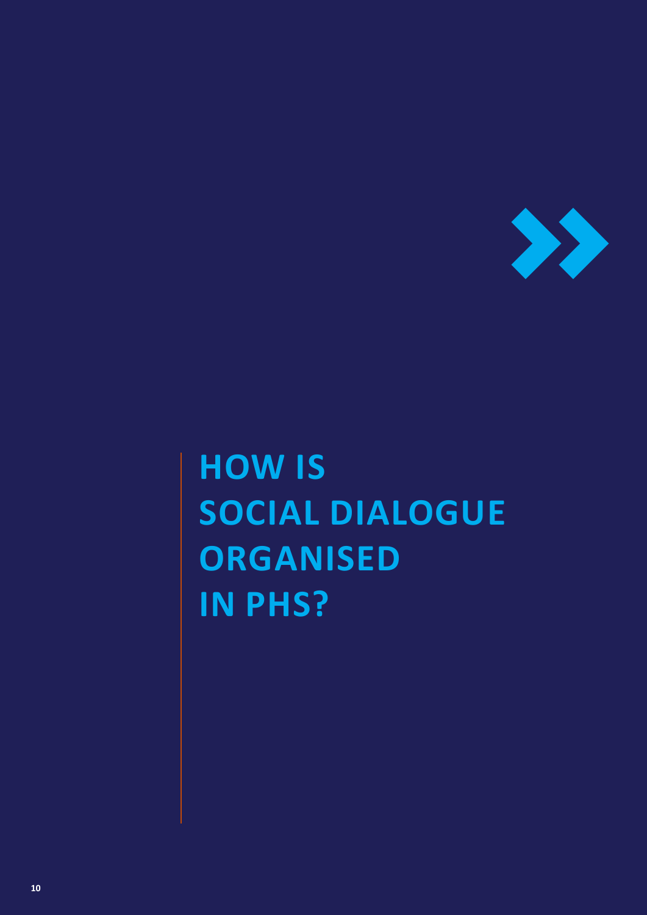# HOW IS SOCIAL DIALOGUE ORGANISED IN PHS?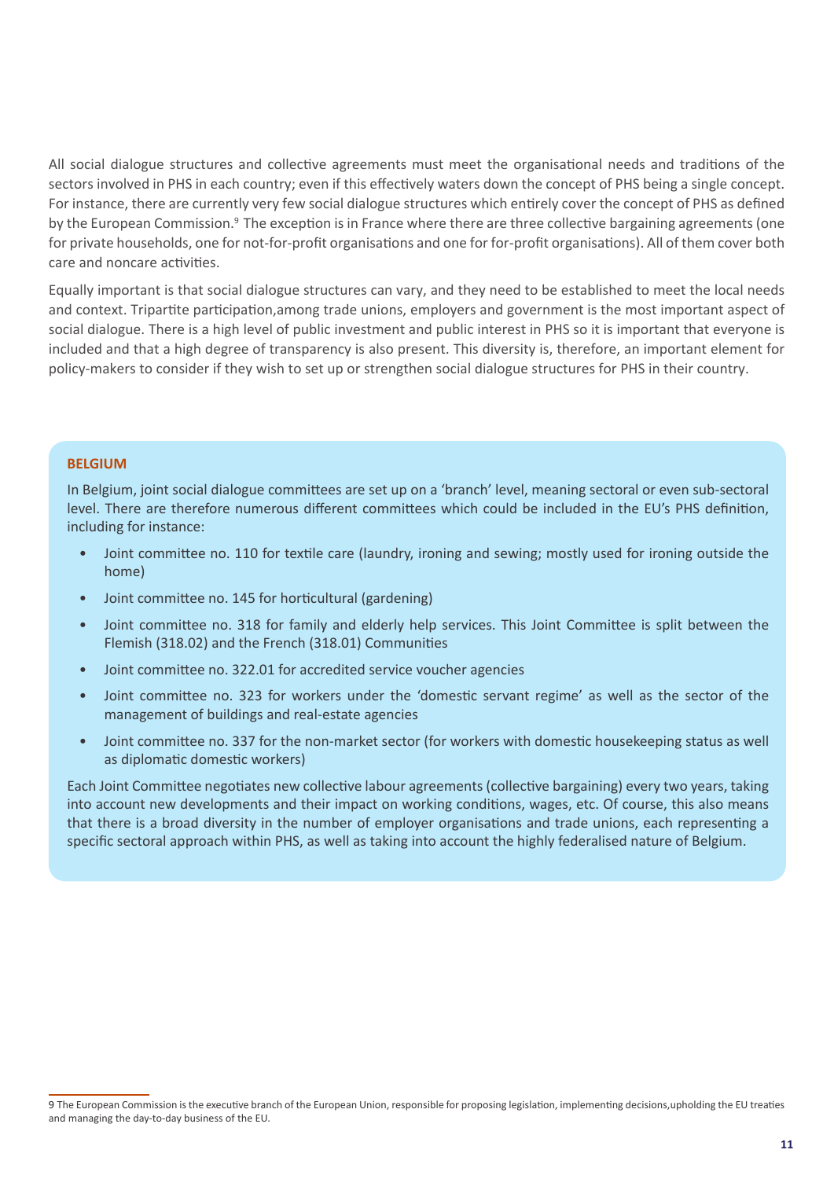All social dialogue structures and collective agreements must meet the organisational needs and traditions of the sectors involved in PHS in each country; even if this effectively waters down the concept of PHS being a single concept. For instance, there are currently very few social dialogue structures which entirely cover the concept of PHS as defined by the European Commission.[9] The exception is in France where there are three collective bargaining agreements (one for private households, one for not-for-profit organisations and one for for-profit organisations). All of them cover both care and noncare activities.

Equally important is that social dialogue structures can vary, and they need to be established to meet the local needs and context. Tripartite participation,among trade unions, employers and government is the most important aspect of social dialogue. There is a high level of public investment and public interest in PHS so it is important that everyone is included and that a high degree of transparency is also present. This diversity is, therefore, an important element for policy-makers to consider if they wish to set up or strengthen social dialogue structures for PHS in their country.

**BELGIUM**

In Belgium, joint social dialogue committees are set up on a 'branch' level, meaning sectoral or even sub-sectoral level. There are therefore numerous different committees which could be included in the EU's PHS definition, including for instance:

- Joint committee no. 110 for textile care (laundry, ironing and sewing; mostly used for ironing outside the home)
- Joint committee no. 145 for horticultural (gardening)
- Joint committee no. 318 for family and elderly help services. This Joint Committee is split between the Flemish (318.02) and the French (318.01) Communities
- Joint committee no. 322.01 for accredited service voucher agencies
- Joint committee no. 323 for workers under the 'domestic servant regime' as well as the sector of the management of buildings and real-estate agencies
- Joint committee no. 337 for the non-market sector (for workers with domestic housekeeping status as well as diplomatic domestic workers)

Each Joint Committee negotiates new collective labour agreements (collective bargaining) every two years, taking into account new developments and their impact on working conditions, wages, etc. Of course, this also means that there is a broad diversity in the number of employer organisations and trade unions, each representing a specific sectoral approach within PHS, as well as taking into account the highly federalised nature of Belgium.

9 The European Commission is the executive branch of the European Union, responsible for proposing legislation, implementing decisions,upholding the EU treaties and managing the day-to-day business of the EU.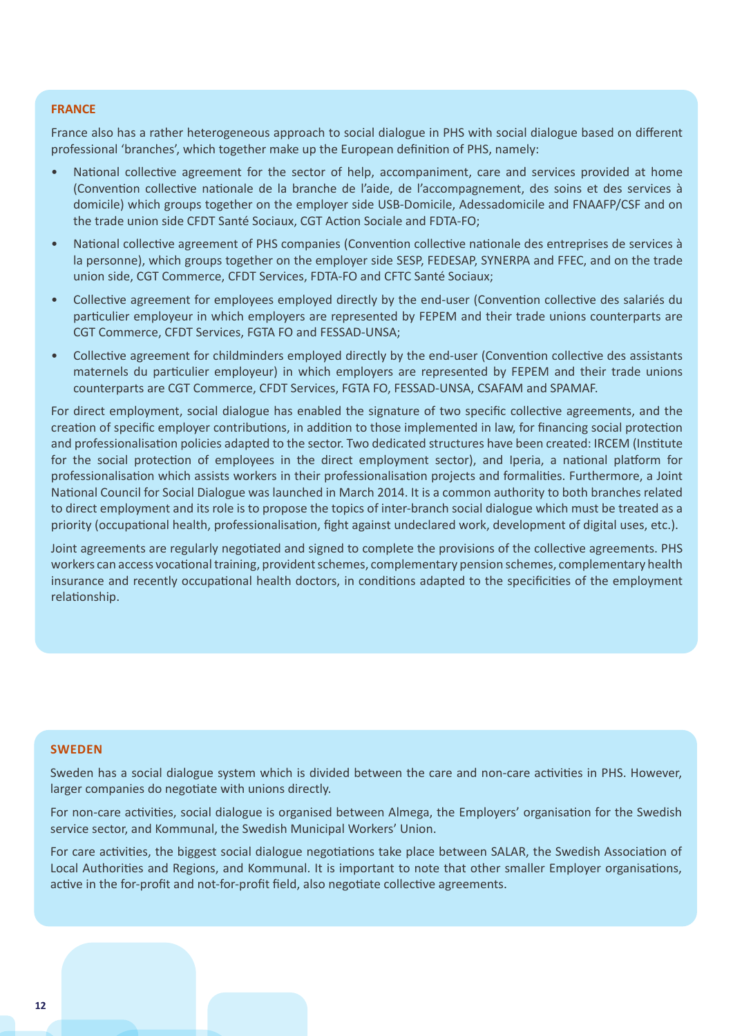## FRANCE

France also has a rather heterogeneous approach to social dialogue in PHS with social dialogue based on different professional 'branches', which together make up the European definition of PHS, namely:

- National collective agreement for the sector of help, accompaniment, care and services provided at home (Convention collective nationale de la branche de l'aide, de l'accompagnement, des soins et des services à domicile) which groups together on the employer side USB-Domicile, Adessadomicile and FNAAFP/CSF and on the trade union side CFDT Santé Sociaux, CGT Action Sociale and FDTA-FO;
- National collective agreement of PHS companies (Convention collective nationale des entreprises de services à la personne), which groups together on the employer side SESP, FEDESAP, SYNERPA and FFEC, and on the trade union side, CGT Commerce, CFDT Services, FDTA-FO and CFTC Santé Sociaux;
- Collective agreement for employees employed directly by the end-user (Convention collective des salariés du particulier employeur in which employers are represented by FEPEM and their trade unions counterparts are CGT Commerce, CFDT Services, FGTA FO and FESSAD-UNSA;
- Collective agreement for childminders employed directly by the end-user (Convention collective des assistants maternels du particulier employeur) in which employers are represented by FEPEM and their trade unions counterparts are CGT Commerce, CFDT Services, FGTA FO, FESSAD-UNSA, CSAFAM and SPAMAF.

For direct employment, social dialogue has enabled the signature of two specific collective agreements, and the creation of specific employer contributions, in addition to those implemented in law, for financing social protection and professionalisation policies adapted to the sector. Two dedicated structures have been created: IRCEM (Institute for the social protection of employees in the direct employment sector), and Iperia, a national platform for professionalisation which assists workers in their professionalisation projects and formalities. Furthermore, a Joint National Council for Social Dialogue was launched in March 2014. It is a common authority to both branches related to direct employment and its role is to propose the topics of inter-branch social dialogue which must be treated as a priority (occupational health, professionalisation, fight against undeclared work, development of digital uses, etc.).

Joint agreements are regularly negotiated and signed to complete the provisions of the collective agreements. PHS workers can access vocational training, provident schemes, complementary pension schemes, complementary health insurance and recently occupational health doctors, in conditions adapted to the specificities of the employment relationship.

## SWEDEN

Sweden has a social dialogue system which is divided between the care and non-care activities in PHS. However, larger companies do negotiate with unions directly.

For non-care activities, social dialogue is organised between Almega, the Employers' organisation for the Swedish service sector, and Kommunal, the Swedish Municipal Workers' Union.

For care activities, the biggest social dialogue negotiations take place between SALAR, the Swedish Association of Local Authorities and Regions, and Kommunal. It is important to note that other smaller Employer organisations, active in the for-profit and not-for-profit field, also negotiate collective agreements.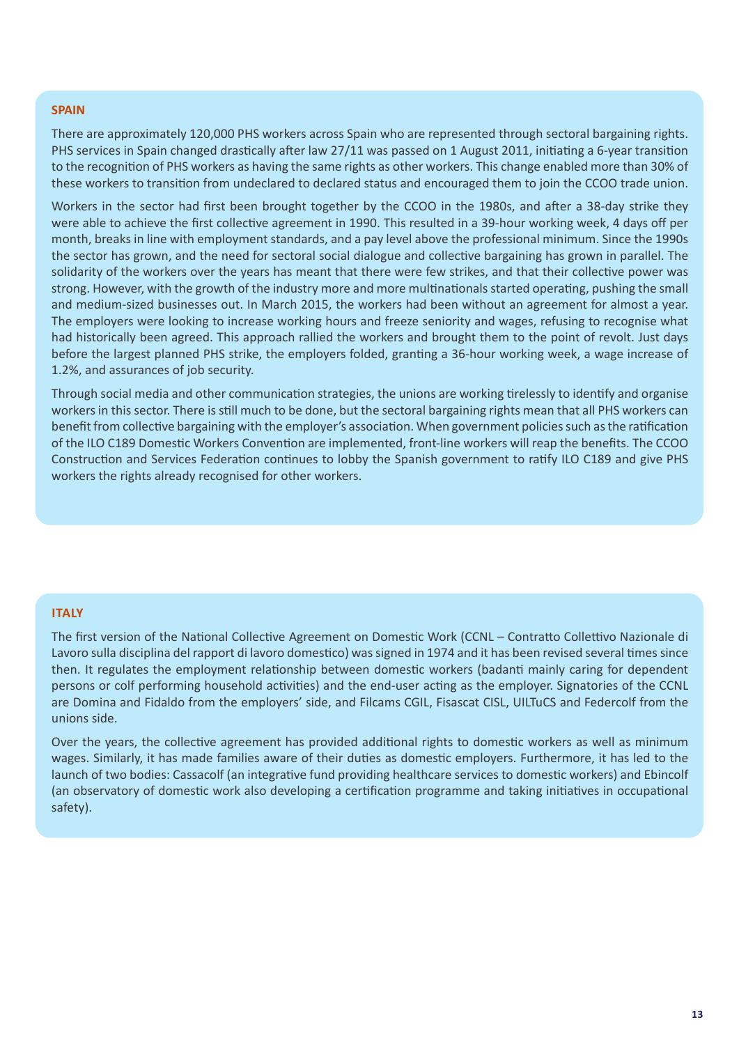## SPAIN

There are approximately 120,000 PHS workers across Spain who are represented through sectoral bargaining rights. PHS services in Spain changed drastically after law 27/11 was passed on 1 August 2011, initiating a 6-year transition to the recognition of PHS workers as having the same rights as other workers. This change enabled more than 30% of these workers to transition from undeclared to declared status and encouraged them to join the CCOO trade union.

Workers in the sector had first been brought together by the CCOO in the 1980s, and after a 38-day strike they were able to achieve the first collective agreement in 1990. This resulted in a 39-hour working week, 4 days off per month, breaks in line with employment standards, and a pay level above the professional minimum. Since the 1990s the sector has grown, and the need for sectoral social dialogue and collective bargaining has grown in parallel. The solidarity of the workers over the years has meant that there were few strikes, and that their collective power was strong. However, with the growth of the industry more and more multinationals started operating, pushing the small and medium-sized businesses out. In March 2015, the workers had been without an agreement for almost a year. The employers were looking to increase working hours and freeze seniority and wages, refusing to recognise what had historically been agreed. This approach rallied the workers and brought them to the point of revolt. Just days before the largest planned PHS strike, the employers folded, granting a 36-hour working week, a wage increase of 1.2%, and assurances of job security.

Through social media and other communication strategies, the unions are working tirelessly to identify and organise workers in this sector. There is still much to be done, but the sectoral bargaining rights mean that all PHS workers can benefit from collective bargaining with the employer's association. When government policies such as the ratification of the ILO C189 Domestic Workers Convention are implemented, front-line workers will reap the benefits. The CCOO Construction and Services Federation continues to lobby the Spanish government to ratify ILO C189 and give PHS workers the rights already recognised for other workers.

## ITALY

The first version of the National Collective Agreement on Domestic Work (CCNL – Contratto Collettivo Nazionale di Lavoro sulla disciplina del rapport di lavoro domestico) was signed in 1974 and it has been revised several times since then. It regulates the employment relationship between domestic workers (badanti mainly caring for dependent persons or colf performing household activities) and the end-user acting as the employer. Signatories of the CCNL are Domina and Fidaldo from the employers' side, and Filcams CGIL, Fisascat CISL, UILTuCS and Federcolf from the unions side.

Over the years, the collective agreement has provided additional rights to domestic workers as well as minimum wages. Similarly, it has made families aware of their duties as domestic employers. Furthermore, it has led to the launch of two bodies: Cassacolf (an integrative fund providing healthcare services to domestic workers) and Ebincolf (an observatory of domestic work also developing a certification programme and taking initiatives in occupational safety).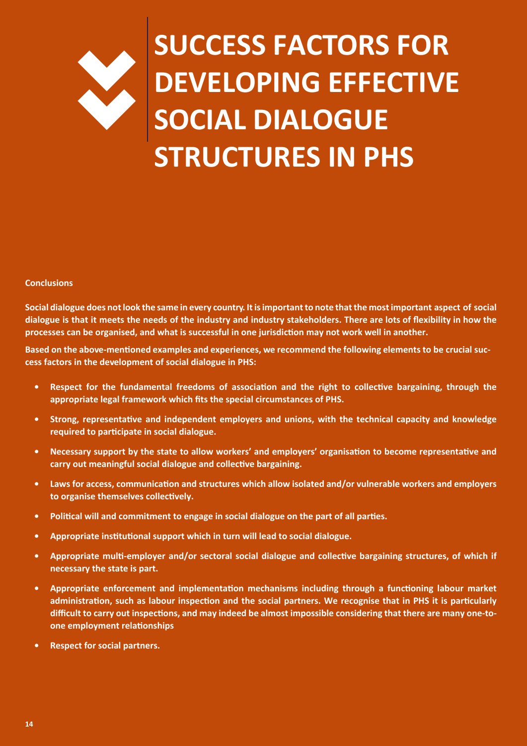# SUCCESS FACTORS FOR DEVELOPING EFFECTIVE SOCIAL DIALOGUE STRUCTURES IN PHS

**Conclusions**

**Social dialogue does not look the same in every country. It is important to note that the most important aspect of social dialogue is that it meets the needs of the industry and industry stakeholders. There are lots of flexibility in how the processes can be organised, and what is successful in one jurisdiction may not work well in another.**

**Based on the above-mentioned examples and experiences, we recommend the following elements to be crucial success factors in the development of social dialogue in PHS:**

- **Respect for the fundamental freedoms of association and the right to collective bargaining, through the appropriate legal framework which fits the special circumstances of PHS.**
- **Strong, representative and independent employers and unions, with the technical capacity and knowledge required to participate in social dialogue.**
- **Necessary support by the state to allow workers' and employers' organisation to become representative and carry out meaningful social dialogue and collective bargaining.**
- **Laws for access, communication and structures which allow isolated and/or vulnerable workers and employers to organise themselves collectively.**
- **Political will and commitment to engage in social dialogue on the part of all parties.**
- **Appropriate institutional support which in turn will lead to social dialogue.**
- **Appropriate multi-employer and/or sectoral social dialogue and collective bargaining structures, of which if necessary the state is part.**
- **Appropriate enforcement and implementation mechanisms including through a functioning labour market administration, such as labour inspection and the social partners. We recognise that in PHS it is particularly difficult to carry out inspections, and may indeed be almost impossible considering that there are many one-to-one employment relationships**
- **Respect for social partners.**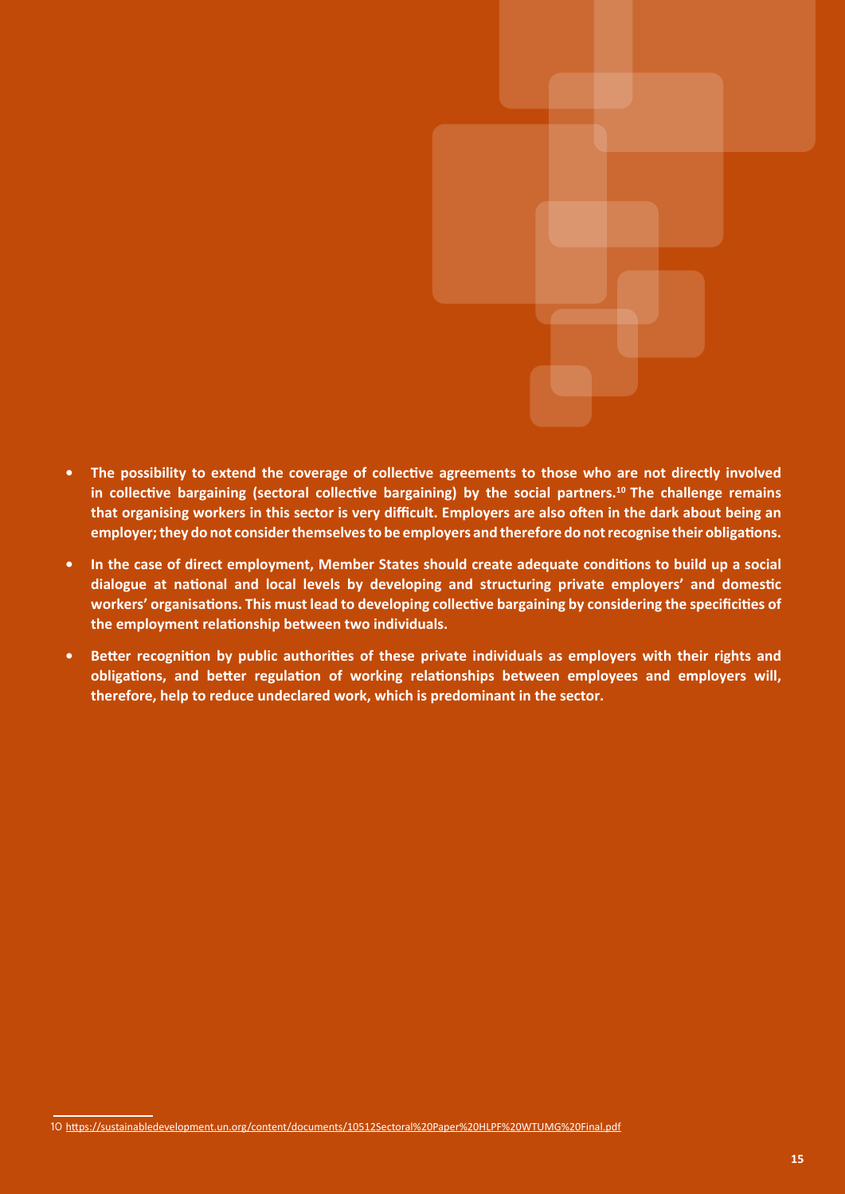- **The possibility to extend the coverage of collective agreements to those who are not directly involved in collective bargaining (sectoral collective bargaining) by the social partners.[10] The challenge remains that organising workers in this sector is very difficult. Employers are also often in the dark about being an employer; they do not consider themselves to be employers and therefore do not recognise their obligations.**

- **In the case of direct employment, Member States should create adequate conditions to build up a social dialogue at national and local levels by developing and structuring private employers' and domestic workers' organisations. This must lead to developing collective bargaining by considering the specificities of the employment relationship between two individuals.**

- **Better recognition by public authorities of these private individuals as employers with their rights and obligations, and better regulation of working relationships between employees and employers will, therefore, help to reduce undeclared work, which is predominant in the sector.**

---

10 https://sustainabledevelopment.un.org/content/documents/10512Sectoral%20Paper%20HLPF%20WTUMG%20Final.pdf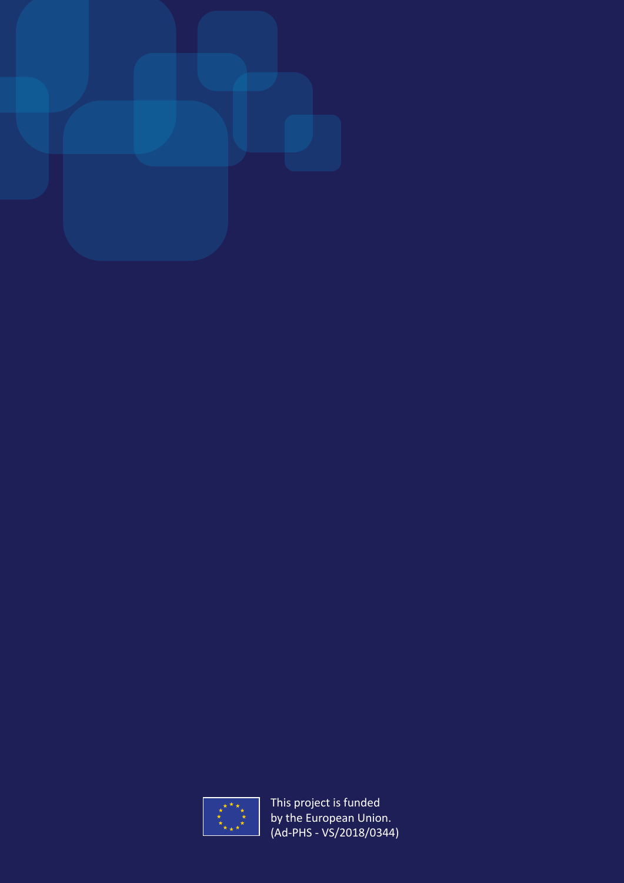This project is funded
by the European Union.
(Ad-PHS - VS/2018/0344)